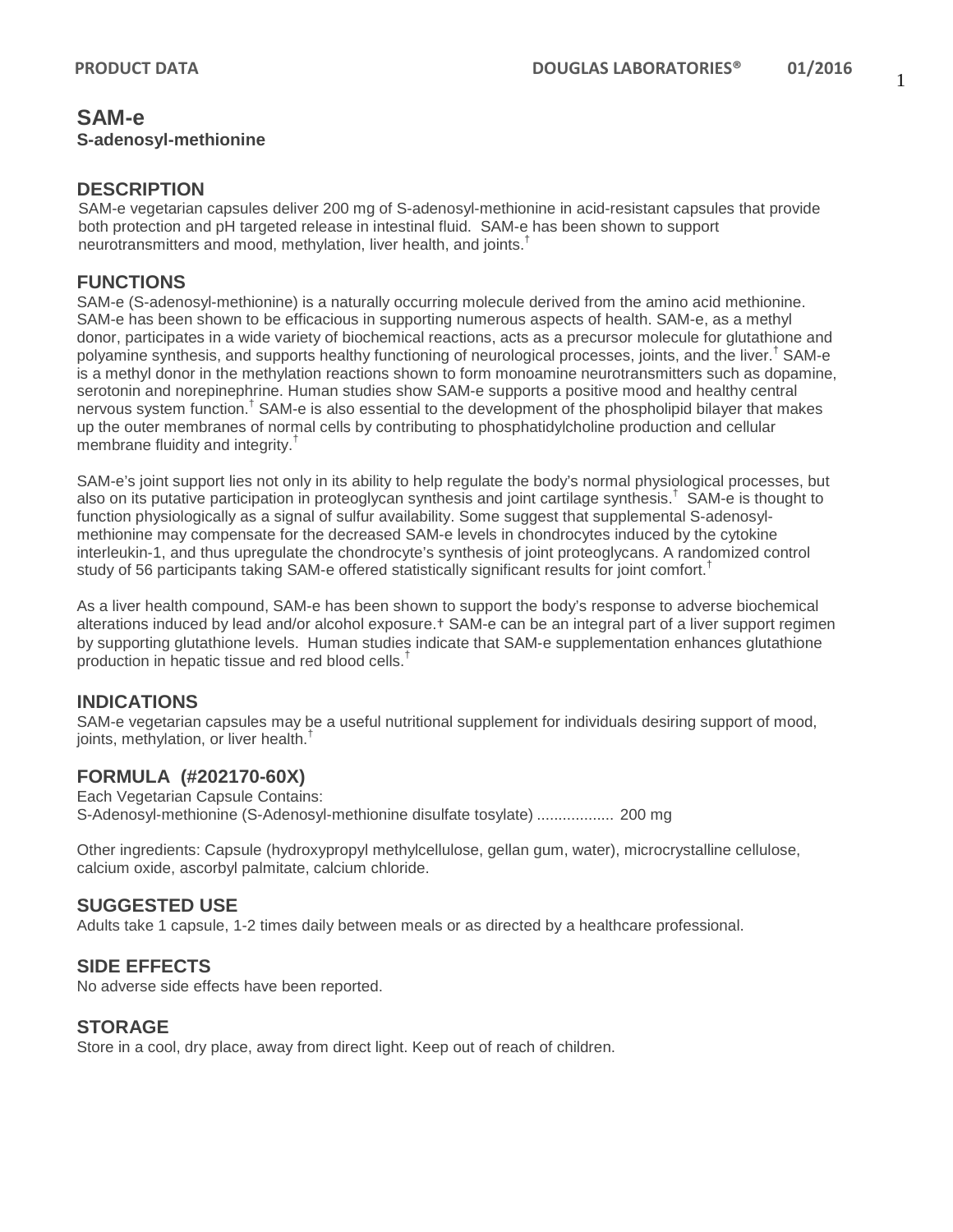# SAM-e

**S-adenosyl-methionine**

## DESCRIPTION

SAM-e vegetarian capsules deliver 200 mg of S-adenosyl-methionine in acid-resistant capsules that provide both protection and pH targeted release in intestinal fluid. SAM-e has been shown to support neurotransmitters and mood, methylation, liver health, and joints.†

## FUNCTIONS

SAM-e (S-adenosyl-methionine) is a naturally occurring molecule derived from the amino acid methionine. SAM-e has been shown to be efficacious in supporting numerous aspects of health. SAM-e, as a methyl donor, participates in a wide variety of biochemical reactions, acts as a precursor molecule for glutathione and polyamine synthesis, and supports healthy functioning of neurological processes, joints, and the liver.† SAM-e is a methyl donor in the methylation reactions shown to form monoamine neurotransmitters such as dopamine, serotonin and norepinephrine. Human studies show SAM-e supports a positive mood and healthy central nervous system function.† SAM-e is also essential to the development of the phospholipid bilayer that makes up the outer membranes of normal cells by contributing to phosphatidylcholine production and cellular membrane fluidity and integrity.†

SAM-e's joint support lies not only in its ability to help regulate the body's normal physiological processes, but also on its putative participation in proteoglycan synthesis and joint cartilage synthesis.† SAM-e is thought to function physiologically as a signal of sulfur availability. Some suggest that supplemental S-adenosyl-methionine may compensate for the decreased SAM-e levels in chondrocytes induced by the cytokine interleukin-1, and thus upregulate the chondrocyte's synthesis of joint proteoglycans. A randomized control study of 56 participants taking SAM-e offered statistically significant results for joint comfort.†

As a liver health compound, SAM-e has been shown to support the body's response to adverse biochemical alterations induced by lead and/or alcohol exposure.† SAM-e can be an integral part of a liver support regimen by supporting glutathione levels. Human studies indicate that SAM-e supplementation enhances glutathione production in hepatic tissue and red blood cells.†

## INDICATIONS

SAM-e vegetarian capsules may be a useful nutritional supplement for individuals desiring support of mood, joints, methylation, or liver health.†

## FORMULA (#202170-60X)

Each Vegetarian Capsule Contains:
S-Adenosyl-methionine (S-Adenosyl-methionine disulfate tosylate) .................. 200 mg

Other ingredients: Capsule (hydroxypropyl methylcellulose, gellan gum, water), microcrystalline cellulose, calcium oxide, ascorbyl palmitate, calcium chloride.

## SUGGESTED USE

Adults take 1 capsule, 1-2 times daily between meals or as directed by a healthcare professional.

## SIDE EFFECTS

No adverse side effects have been reported.

## STORAGE

Store in a cool, dry place, away from direct light. Keep out of reach of children.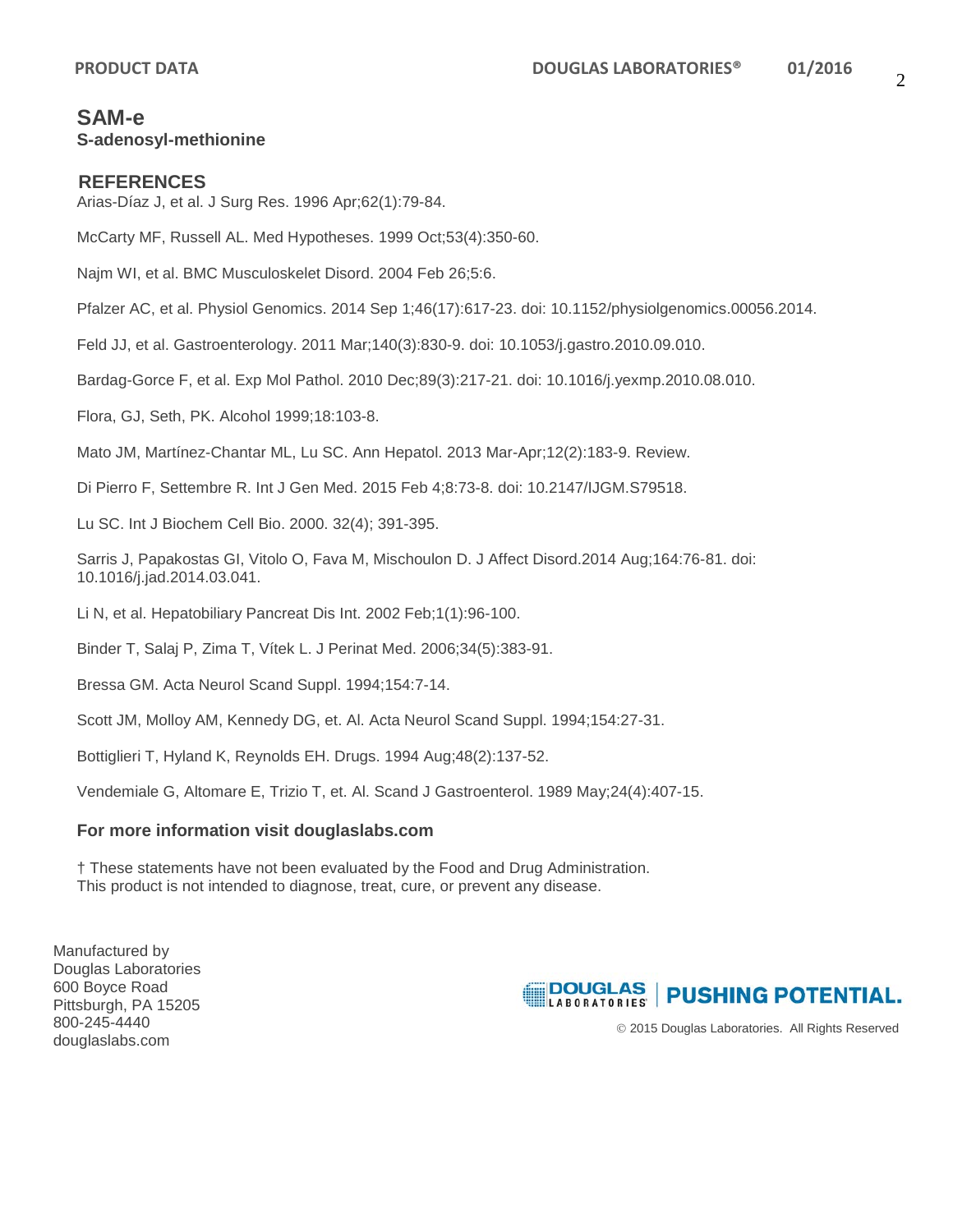# SAM-e

**S-adenosyl-methionine**

## REFERENCES

Arias-Díaz J, et al. J Surg Res. 1996 Apr;62(1):79-84.

McCarty MF, Russell AL. Med Hypotheses. 1999 Oct;53(4):350-60.

Najm WI, et al. BMC Musculoskelet Disord. 2004 Feb 26;5:6.

Pfalzer AC, et al. Physiol Genomics. 2014 Sep 1;46(17):617-23. doi: 10.1152/physiolgenomics.00056.2014.

Feld JJ, et al. Gastroenterology. 2011 Mar;140(3):830-9. doi: 10.1053/j.gastro.2010.09.010.

Bardag-Gorce F, et al. Exp Mol Pathol. 2010 Dec;89(3):217-21. doi: 10.1016/j.yexmp.2010.08.010.

Flora, GJ, Seth, PK. Alcohol 1999;18:103-8.

Mato JM, Martínez-Chantar ML, Lu SC. Ann Hepatol. 2013 Mar-Apr;12(2):183-9. Review.

Di Pierro F, Settembre R. Int J Gen Med. 2015 Feb 4;8:73-8. doi: 10.2147/IJGM.S79518.

Lu SC. Int J Biochem Cell Bio. 2000. 32(4); 391-395.

Sarris J, Papakostas GI, Vitolo O, Fava M, Mischoulon D. J Affect Disord.2014 Aug;164:76-81. doi: 10.1016/j.jad.2014.03.041.

Li N, et al. Hepatobiliary Pancreat Dis Int. 2002 Feb;1(1):96-100.

Binder T, Salaj P, Zima T, Vítek L. J Perinat Med. 2006;34(5):383-91.

Bressa GM. Acta Neurol Scand Suppl. 1994;154:7-14.

Scott JM, Molloy AM, Kennedy DG, et. Al. Acta Neurol Scand Suppl. 1994;154:27-31.

Bottiglieri T, Hyland K, Reynolds EH. Drugs. 1994 Aug;48(2):137-52.

Vendemiale G, Altomare E, Trizio T, et. Al. Scand J Gastroenterol. 1989 May;24(4):407-15.

**For more information visit douglaslabs.com**

† These statements have not been evaluated by the Food and Drug Administration.
This product is not intended to diagnose, treat, cure, or prevent any disease.

Manufactured by
Douglas Laboratories
600 Boyce Road
Pittsburgh, PA 15205
800-245-4440
douglaslabs.com

DOUGLAS LABORATORIES | PUSHING POTENTIAL.

© 2015 Douglas Laboratories. All Rights Reserved